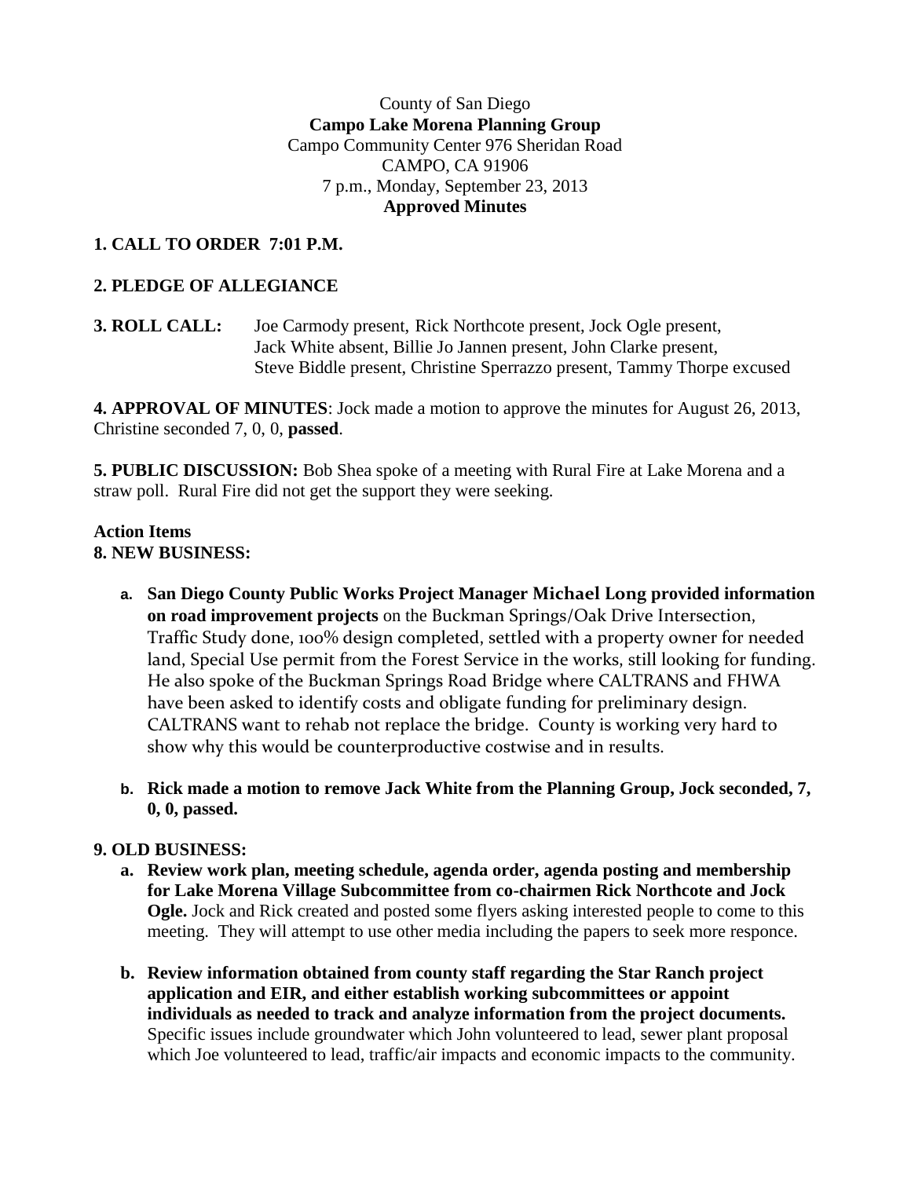County of San Diego
**Campo Lake Morena Planning Group**
Campo Community Center 976 Sheridan Road
CAMPO, CA 91906
7 p.m., Monday, September 23, 2013
**Approved Minutes**

**1. CALL TO ORDER 7:01 P.M.**

**2. PLEDGE OF ALLEGIANCE**

**3. ROLL CALL:** Joe Carmody present, Rick Northcote present, Jock Ogle present, Jack White absent, Billie Jo Jannen present, John Clarke present, Steve Biddle present, Christine Sperrazzo present, Tammy Thorpe excused

**4. APPROVAL OF MINUTES**: Jock made a motion to approve the minutes for August 26, 2013, Christine seconded 7, 0, 0, **passed**.

**5. PUBLIC DISCUSSION:** Bob Shea spoke of a meeting with Rural Fire at Lake Morena and a straw poll. Rural Fire did not get the support they were seeking.

**Action Items**
**8. NEW BUSINESS:**

a. **San Diego County Public Works Project Manager Michael Long provided information on road improvement projects** on the Buckman Springs/Oak Drive Intersection, Traffic Study done, 100% design completed, settled with a property owner for needed land, Special Use permit from the Forest Service in the works, still looking for funding. He also spoke of the Buckman Springs Road Bridge where CALTRANS and FHWA have been asked to identify costs and obligate funding for preliminary design. CALTRANS want to rehab not replace the bridge. County is working very hard to show why this would be counterproductive costwise and in results.

b. **Rick made a motion to remove Jack White from the Planning Group, Jock seconded, 7, 0, 0, passed.**

**9. OLD BUSINESS:**

a. **Review work plan, meeting schedule, agenda order, agenda posting and membership for Lake Morena Village Subcommittee from co-chairmen Rick Northcote and Jock Ogle.** Jock and Rick created and posted some flyers asking interested people to come to this meeting. They will attempt to use other media including the papers to seek more responce.

b. **Review information obtained from county staff regarding the Star Ranch project application and EIR, and either establish working subcommittees or appoint individuals as needed to track and analyze information from the project documents.** Specific issues include groundwater which John volunteered to lead, sewer plant proposal which Joe volunteered to lead, traffic/air impacts and economic impacts to the community.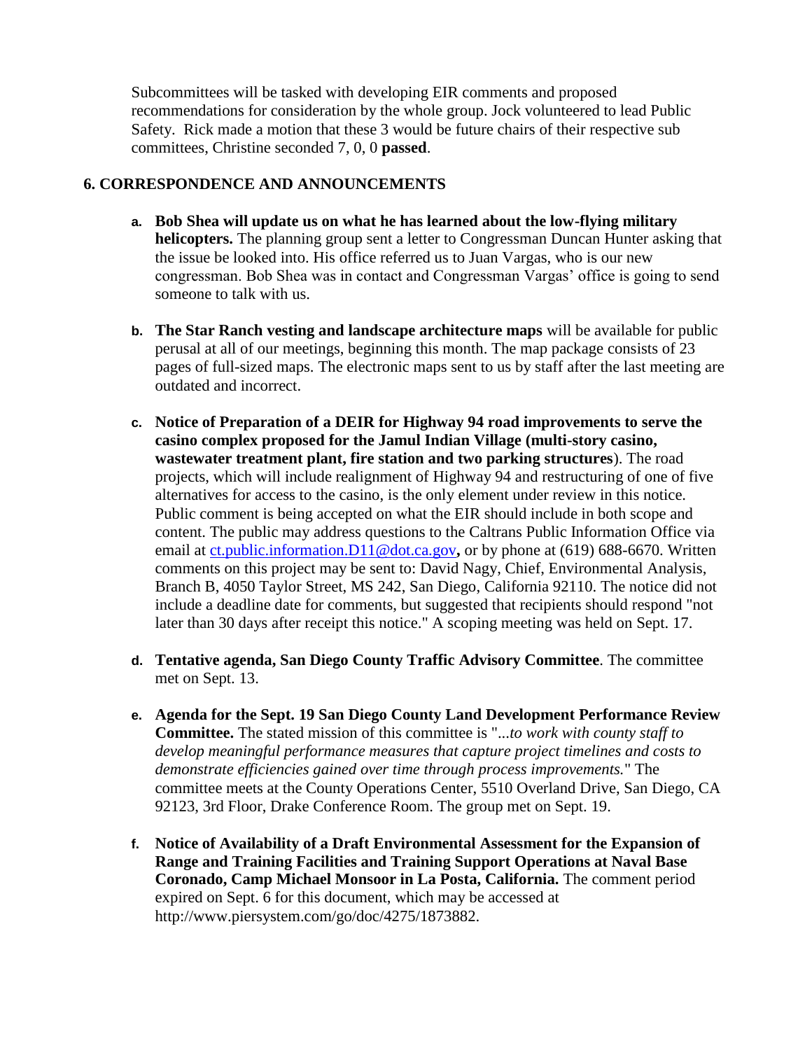Subcommittees will be tasked with developing EIR comments and proposed recommendations for consideration by the whole group. Jock volunteered to lead Public Safety. Rick made a motion that these 3 would be future chairs of their respective sub committees, Christine seconded 7, 0, 0 **passed**.

## 6. CORRESPONDENCE AND ANNOUNCEMENTS

a. **Bob Shea will update us on what he has learned about the low-flying military helicopters.** The planning group sent a letter to Congressman Duncan Hunter asking that the issue be looked into. His office referred us to Juan Vargas, who is our new congressman. Bob Shea was in contact and Congressman Vargas' office is going to send someone to talk with us.

b. **The Star Ranch vesting and landscape architecture maps** will be available for public perusal at all of our meetings, beginning this month. The map package consists of 23 pages of full-sized maps. The electronic maps sent to us by staff after the last meeting are outdated and incorrect.

c. **Notice of Preparation of a DEIR for Highway 94 road improvements to serve the casino complex proposed for the Jamul Indian Village (multi-story casino, wastewater treatment plant, fire station and two parking structures**). The road projects, which will include realignment of Highway 94 and restructuring of one of five alternatives for access to the casino, is the only element under review in this notice. Public comment is being accepted on what the EIR should include in both scope and content. The public may address questions to the Caltrans Public Information Office via email at ct.public.information.D11@dot.ca.gov**,** or by phone at (619) 688-6670. Written comments on this project may be sent to: David Nagy, Chief, Environmental Analysis, Branch B, 4050 Taylor Street, MS 242, San Diego, California 92110. The notice did not include a deadline date for comments, but suggested that recipients should respond "not later than 30 days after receipt this notice." A scoping meeting was held on Sept. 17.

d. **Tentative agenda, San Diego County Traffic Advisory Committee**. The committee met on Sept. 13.

e. **Agenda for the Sept. 19 San Diego County Land Development Performance Review Committee.** The stated mission of this committee is "*...to work with county staff to develop meaningful performance measures that capture project timelines and costs to demonstrate efficiencies gained over time through process improvements.*" The committee meets at the County Operations Center, 5510 Overland Drive, San Diego, CA 92123, 3rd Floor, Drake Conference Room. The group met on Sept. 19.

f. **Notice of Availability of a Draft Environmental Assessment for the Expansion of Range and Training Facilities and Training Support Operations at Naval Base Coronado, Camp Michael Monsoor in La Posta, California.** The comment period expired on Sept. 6 for this document, which may be accessed at http://www.piersystem.com/go/doc/4275/1873882.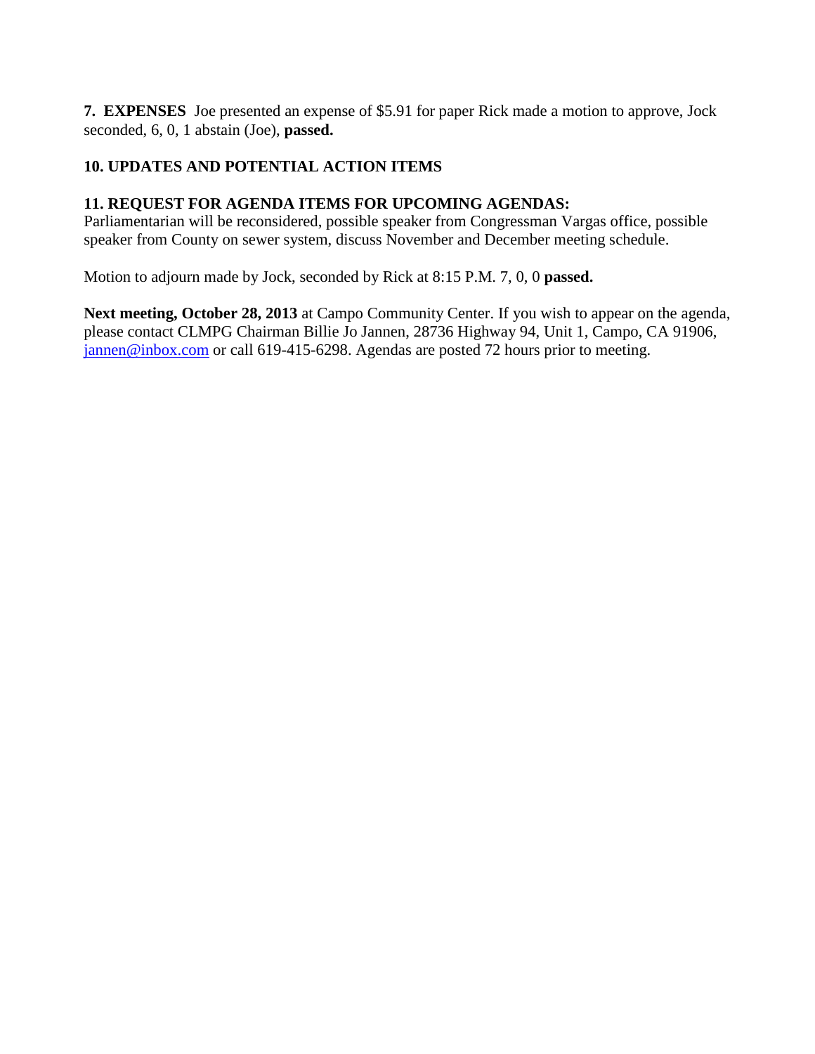**7. EXPENSES** Joe presented an expense of $5.91 for paper Rick made a motion to approve, Jock seconded, 6, 0, 1 abstain (Joe), **passed.**

**10. UPDATES AND POTENTIAL ACTION ITEMS**

**11. REQUEST FOR AGENDA ITEMS FOR UPCOMING AGENDAS:**
Parliamentarian will be reconsidered, possible speaker from Congressman Vargas office, possible speaker from County on sewer system, discuss November and December meeting schedule.

Motion to adjourn made by Jock, seconded by Rick at 8:15 P.M. 7, 0, 0 **passed.**

**Next meeting, October 28, 2013** at Campo Community Center. If you wish to appear on the agenda, please contact CLMPG Chairman Billie Jo Jannen, 28736 Highway 94, Unit 1, Campo, CA 91906, jannen@inbox.com or call 619-415-6298. Agendas are posted 72 hours prior to meeting.